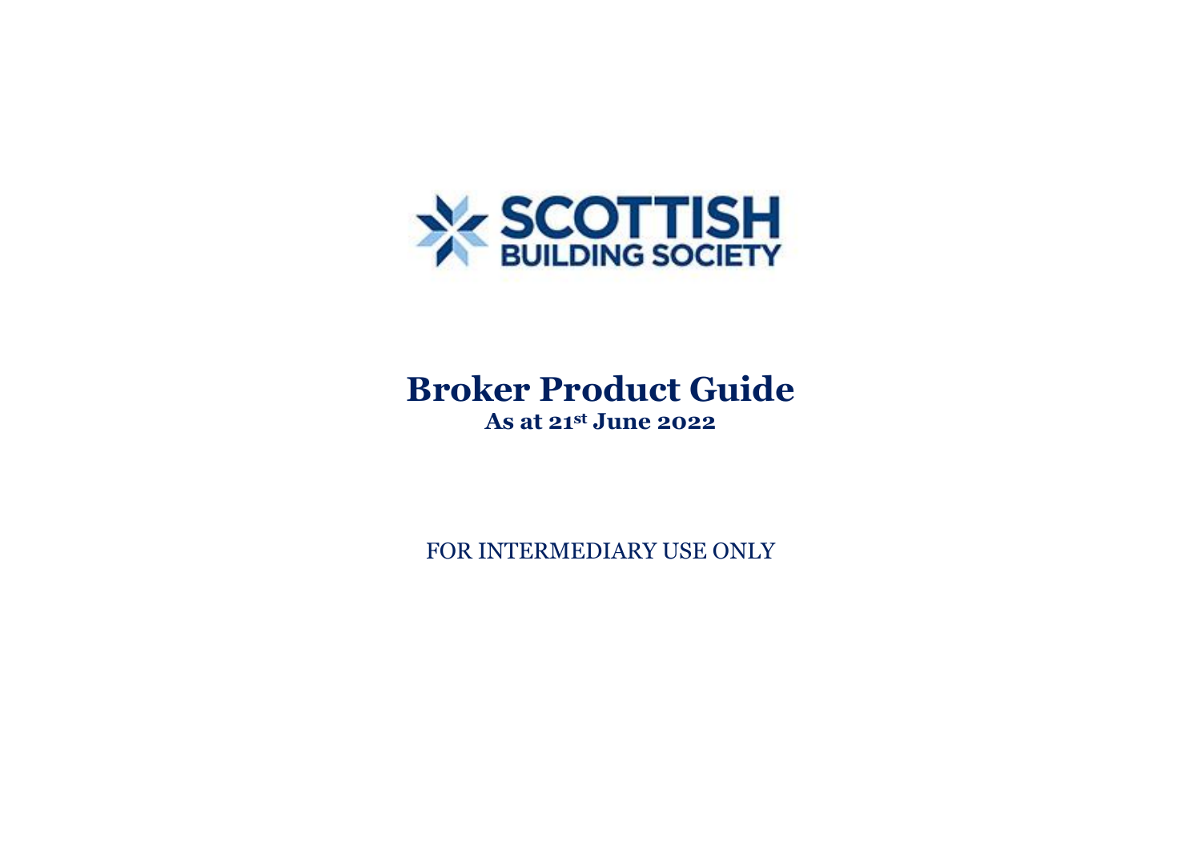SCOTTISH BUILDING SOCIETY

# Broker Product Guide

## As at 21st June 2022

FOR INTERMEDIARY USE ONLY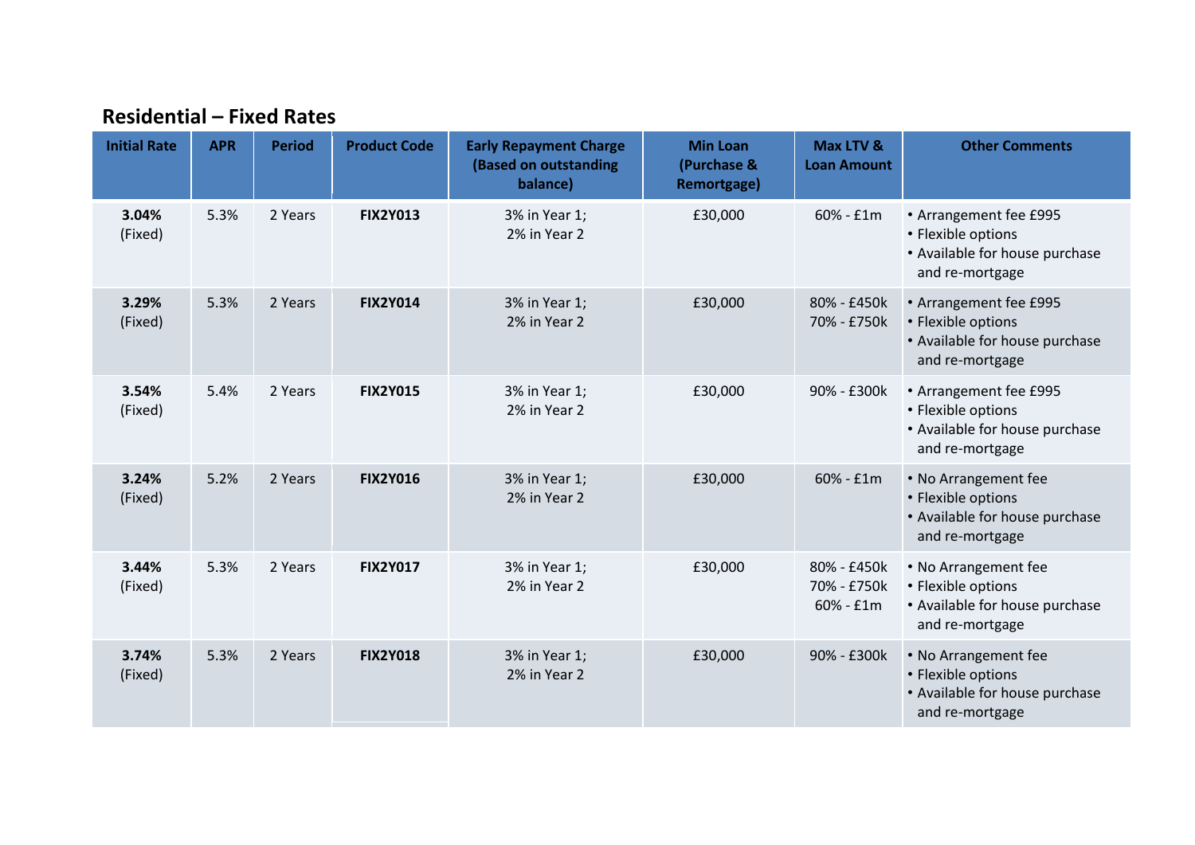## Residential – Fixed Rates

| Initial Rate | APR | Period | Product Code | Early Repayment Charge (Based on outstanding balance) | Min Loan (Purchase & Remortgage) | Max LTV & Loan Amount | Other Comments |
|---|---|---|---|---|---|---|---|
| **3.04%** (Fixed) | 5.3% | 2 Years | **FIX2Y013** | 3% in Year 1; 2% in Year 2 | £30,000 | 60% - £1m | • Arrangement fee £995<br>• Flexible options<br>• Available for house purchase and re-mortgage |
| **3.29%** (Fixed) | 5.3% | 2 Years | **FIX2Y014** | 3% in Year 1; 2% in Year 2 | £30,000 | 80% - £450k<br>70% - £750k | • Arrangement fee £995<br>• Flexible options<br>• Available for house purchase and re-mortgage |
| **3.54%** (Fixed) | 5.4% | 2 Years | **FIX2Y015** | 3% in Year 1; 2% in Year 2 | £30,000 | 90% - £300k | • Arrangement fee £995<br>• Flexible options<br>• Available for house purchase and re-mortgage |
| **3.24%** (Fixed) | 5.2% | 2 Years | **FIX2Y016** | 3% in Year 1; 2% in Year 2 | £30,000 | 60% - £1m | • No Arrangement fee<br>• Flexible options<br>• Available for house purchase and re-mortgage |
| **3.44%** (Fixed) | 5.3% | 2 Years | **FIX2Y017** | 3% in Year 1; 2% in Year 2 | £30,000 | 80% - £450k<br>70% - £750k<br>60% - £1m | • No Arrangement fee<br>• Flexible options<br>• Available for house purchase and re-mortgage |
| **3.74%** (Fixed) | 5.3% | 2 Years | **FIX2Y018** | 3% in Year 1; 2% in Year 2 | £30,000 | 90% - £300k | • No Arrangement fee<br>• Flexible options<br>• Available for house purchase and re-mortgage |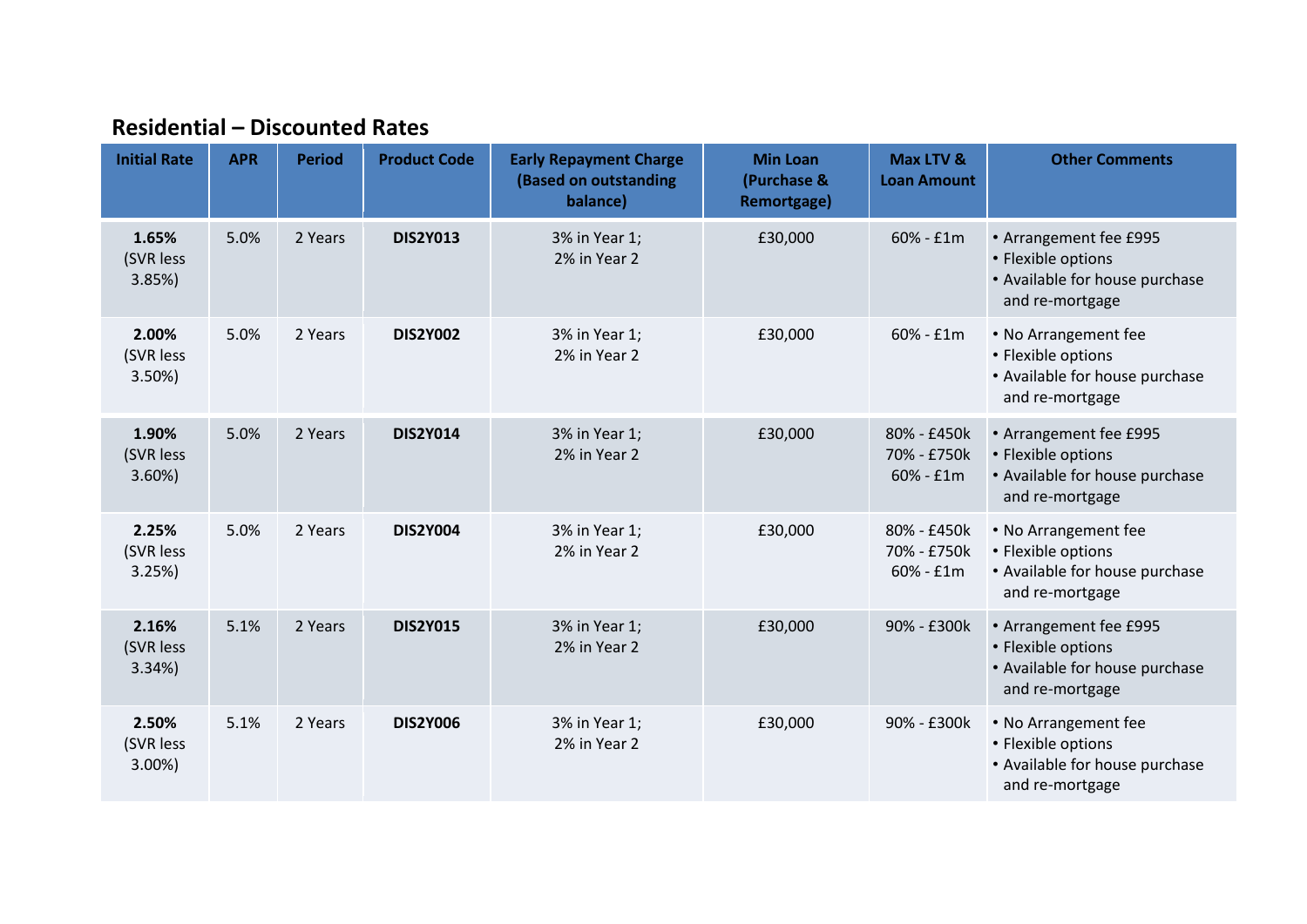## Residential – Discounted Rates

| Initial Rate | APR | Period | Product Code | Early Repayment Charge (Based on outstanding balance) | Min Loan (Purchase & Remortgage) | Max LTV & Loan Amount | Other Comments |
|---|---|---|---|---|---|---|---|
| **1.65%** (SVR less 3.85%) | 5.0% | 2 Years | **DIS2Y013** | 3% in Year 1; 2% in Year 2 | £30,000 | 60% - £1m | • Arrangement fee £995 • Flexible options • Available for house purchase and re-mortgage |
| **2.00%** (SVR less 3.50%) | 5.0% | 2 Years | **DIS2Y002** | 3% in Year 1; 2% in Year 2 | £30,000 | 60% - £1m | • No Arrangement fee • Flexible options • Available for house purchase and re-mortgage |
| **1.90%** (SVR less 3.60%) | 5.0% | 2 Years | **DIS2Y014** | 3% in Year 1; 2% in Year 2 | £30,000 | 80% - £450k 70% - £750k 60% - £1m | • Arrangement fee £995 • Flexible options • Available for house purchase and re-mortgage |
| **2.25%** (SVR less 3.25%) | 5.0% | 2 Years | **DIS2Y004** | 3% in Year 1; 2% in Year 2 | £30,000 | 80% - £450k 70% - £750k 60% - £1m | • No Arrangement fee • Flexible options • Available for house purchase and re-mortgage |
| **2.16%** (SVR less 3.34%) | 5.1% | 2 Years | **DIS2Y015** | 3% in Year 1; 2% in Year 2 | £30,000 | 90% - £300k | • Arrangement fee £995 • Flexible options • Available for house purchase and re-mortgage |
| **2.50%** (SVR less 3.00%) | 5.1% | 2 Years | **DIS2Y006** | 3% in Year 1; 2% in Year 2 | £30,000 | 90% - £300k | • No Arrangement fee • Flexible options • Available for house purchase and re-mortgage |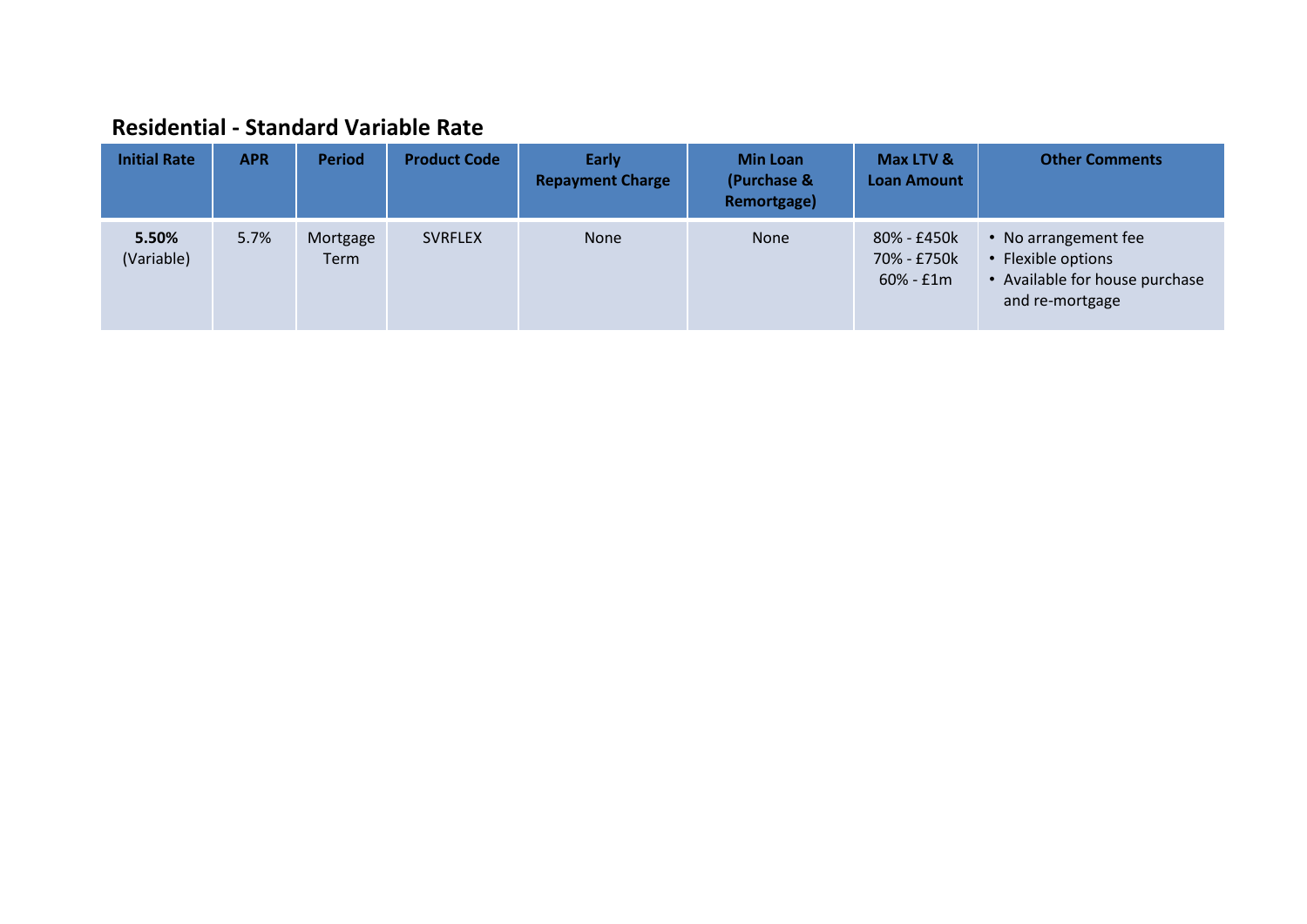## Residential - Standard Variable Rate

| Initial Rate | APR | Period | Product Code | Early Repayment Charge | Min Loan (Purchase & Remortgage) | Max LTV & Loan Amount | Other Comments |
|---|---|---|---|---|---|---|---|
| **5.50%** (Variable) | 5.7% | Mortgage Term | SVRFLEX | None | None | 80% - £450k<br>70% - £750k<br>60% - £1m | • No arrangement fee<br>• Flexible options<br>• Available for house purchase and re-mortgage |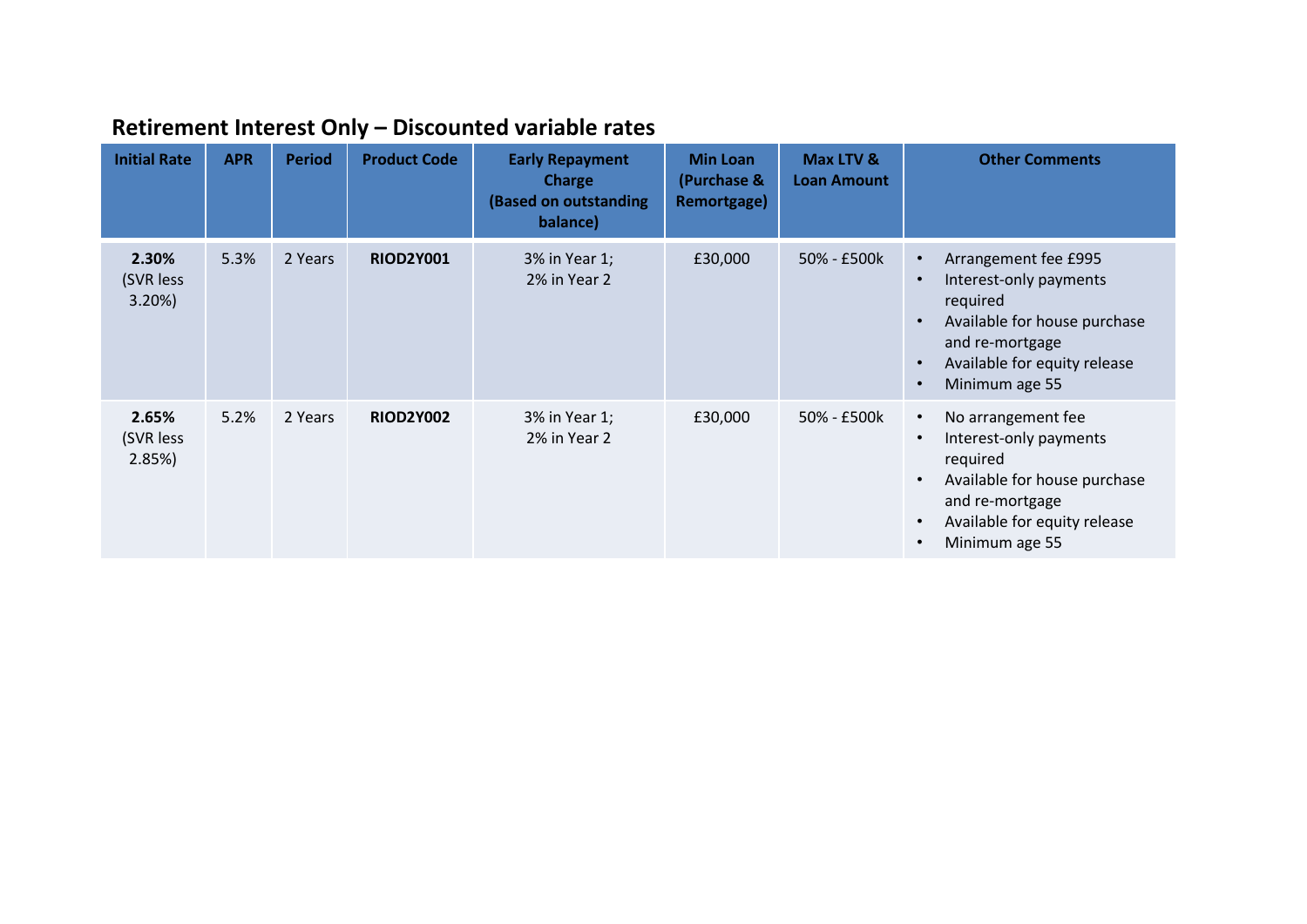## Retirement Interest Only – Discounted variable rates

| Initial Rate | APR | Period | Product Code | Early Repayment Charge (Based on outstanding balance) | Min Loan (Purchase & Remortgage) | Max LTV & Loan Amount | Other Comments |
|---|---|---|---|---|---|---|---|
| **2.30%** (SVR less 3.20%) | 5.3% | 2 Years | **RIOD2Y001** | 3% in Year 1; 2% in Year 2 | £30,000 | 50% - £500k | • Arrangement fee £995<br>• Interest-only payments required<br>• Available for house purchase and re-mortgage<br>• Available for equity release<br>• Minimum age 55 |
| **2.65%** (SVR less 2.85%) | 5.2% | 2 Years | **RIOD2Y002** | 3% in Year 1; 2% in Year 2 | £30,000 | 50% - £500k | • No arrangement fee<br>• Interest-only payments required<br>• Available for house purchase and re-mortgage<br>• Available for equity release<br>• Minimum age 55 |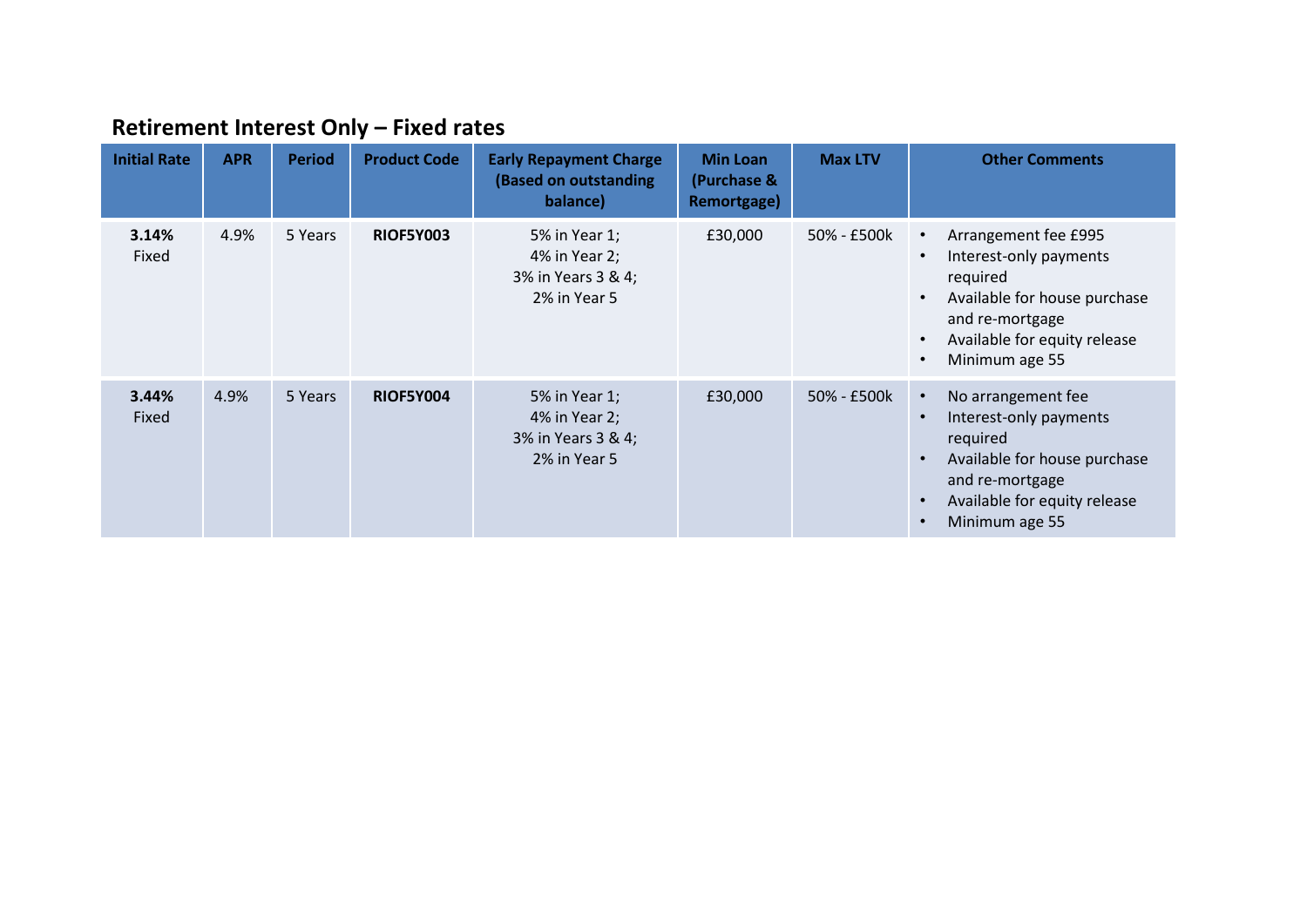## Retirement Interest Only – Fixed rates

| Initial Rate | APR | Period | Product Code | Early Repayment Charge (Based on outstanding balance) | Min Loan (Purchase & Remortgage) | Max LTV | Other Comments |
|---|---|---|---|---|---|---|---|
| **3.14%** Fixed | 4.9% | 5 Years | **RIOF5Y003** | 5% in Year 1; 4% in Year 2; 3% in Years 3 & 4; 2% in Year 5 | £30,000 | 50% - £500k | • Arrangement fee £995 • Interest-only payments required • Available for house purchase and re-mortgage • Available for equity release • Minimum age 55 |
| **3.44%** Fixed | 4.9% | 5 Years | **RIOF5Y004** | 5% in Year 1; 4% in Year 2; 3% in Years 3 & 4; 2% in Year 5 | £30,000 | 50% - £500k | • No arrangement fee • Interest-only payments required • Available for house purchase and re-mortgage • Available for equity release • Minimum age 55 |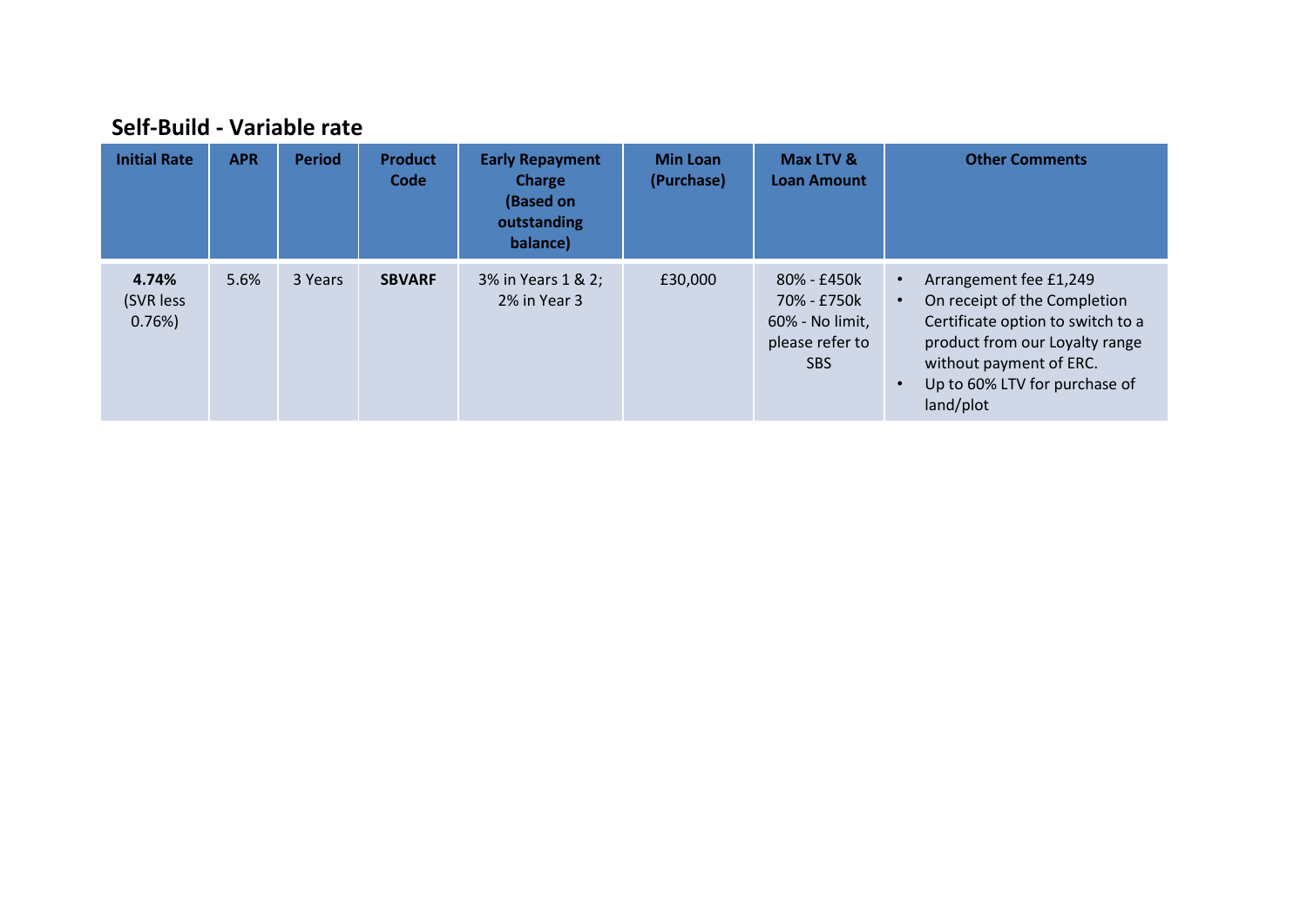## Self-Build - Variable rate

| Initial Rate | APR | Period | Product Code | Early Repayment Charge (Based on outstanding balance) | Min Loan (Purchase) | Max LTV & Loan Amount | Other Comments |
|---|---|---|---|---|---|---|---|
| **4.74%** (SVR less 0.76%) | 5.6% | 3 Years | **SBVARF** | 3% in Years 1 & 2; 2% in Year 3 | £30,000 | 80% - £450k<br>70% - £750k<br>60% - No limit, please refer to SBS | • Arrangement fee £1,249<br>• On receipt of the Completion Certificate option to switch to a product from our Loyalty range without payment of ERC.<br>• Up to 60% LTV for purchase of land/plot |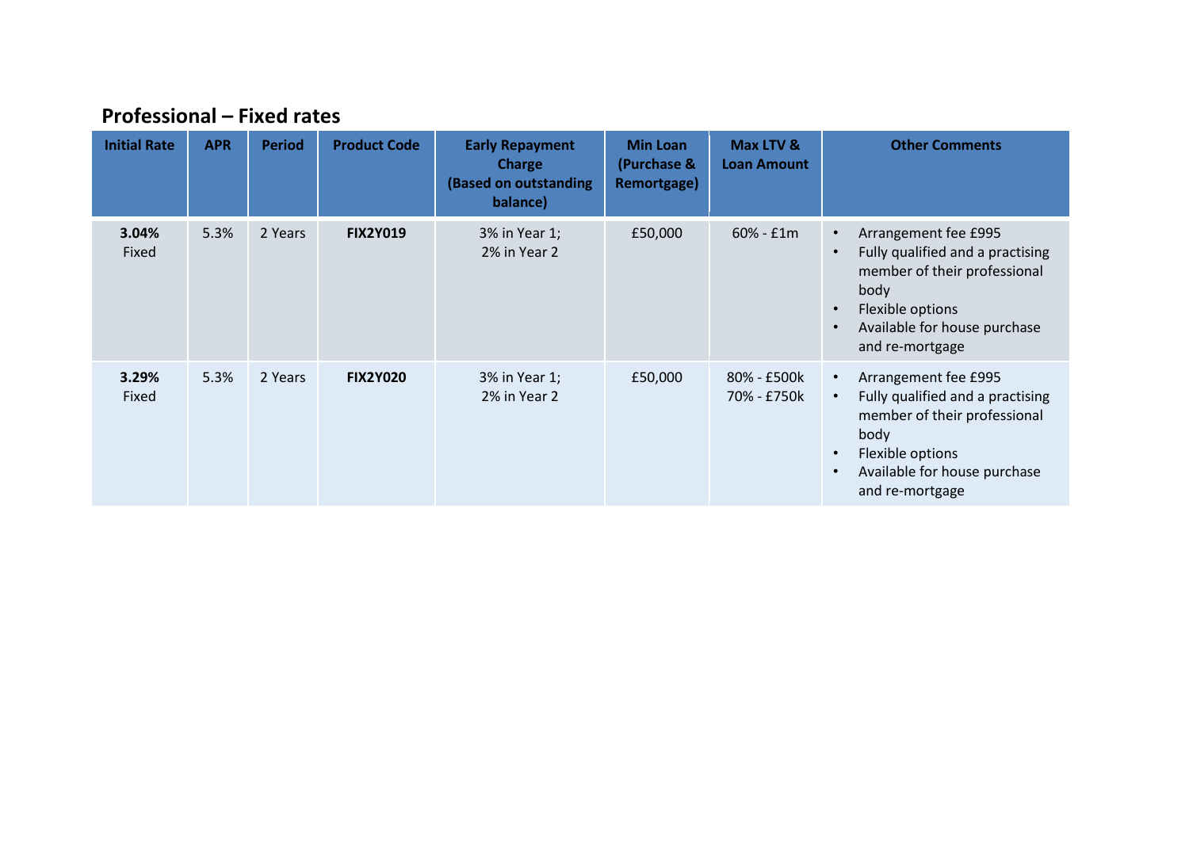## Professional – Fixed rates

| Initial Rate | APR | Period | Product Code | Early Repayment Charge (Based on outstanding balance) | Min Loan (Purchase & Remortgage) | Max LTV & Loan Amount | Other Comments |
|---|---|---|---|---|---|---|---|
| **3.04%** Fixed | 5.3% | 2 Years | **FIX2Y019** | 3% in Year 1; 2% in Year 2 | £50,000 | 60% - £1m | • Arrangement fee £995<br>• Fully qualified and a practising member of their professional body<br>• Flexible options<br>• Available for house purchase and re-mortgage |
| **3.29%** Fixed | 5.3% | 2 Years | **FIX2Y020** | 3% in Year 1; 2% in Year 2 | £50,000 | 80% - £500k<br>70% - £750k | • Arrangement fee £995<br>• Fully qualified and a practising member of their professional body<br>• Flexible options<br>• Available for house purchase and re-mortgage |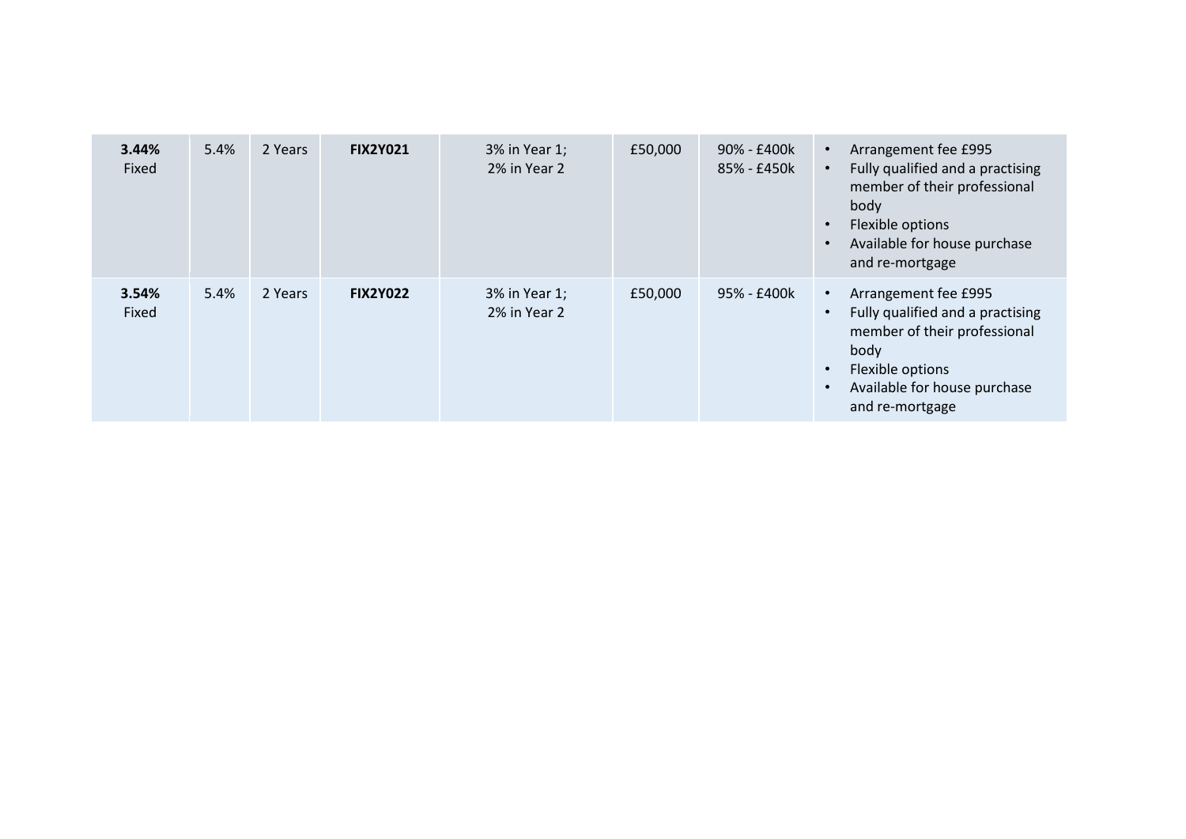| | | | | | | | |
|---|---|---|---|---|---|---|---|
| **3.44%** Fixed | 5.4% | 2 Years | **FIX2Y021** | 3% in Year 1; 2% in Year 2 | £50,000 | 90% - £400k<br>85% - £450k | • Arrangement fee £995<br>• Fully qualified and a practising member of their professional body<br>• Flexible options<br>• Available for house purchase and re-mortgage |
| **3.54%** Fixed | 5.4% | 2 Years | **FIX2Y022** | 3% in Year 1; 2% in Year 2 | £50,000 | 95% - £400k | • Arrangement fee £995<br>• Fully qualified and a practising member of their professional body<br>• Flexible options<br>• Available for house purchase and re-mortgage |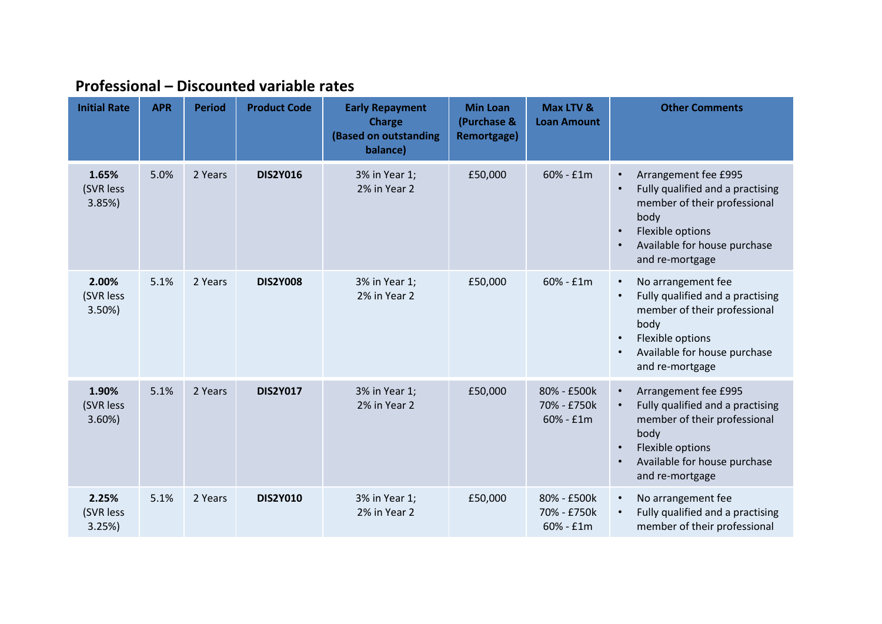## Professional – Discounted variable rates

| Initial Rate | APR | Period | Product Code | Early Repayment Charge (Based on outstanding balance) | Min Loan (Purchase & Remortgage) | Max LTV & Loan Amount | Other Comments |
|---|---|---|---|---|---|---|---|
| **1.65%** (SVR less 3.85%) | 5.0% | 2 Years | **DIS2Y016** | 3% in Year 1; 2% in Year 2 | £50,000 | 60% - £1m | • Arrangement fee £995<br>• Fully qualified and a practising member of their professional body<br>• Flexible options<br>• Available for house purchase and re-mortgage |
| **2.00%** (SVR less 3.50%) | 5.1% | 2 Years | **DIS2Y008** | 3% in Year 1; 2% in Year 2 | £50,000 | 60% - £1m | • No arrangement fee<br>• Fully qualified and a practising member of their professional body<br>• Flexible options<br>• Available for house purchase and re-mortgage |
| **1.90%** (SVR less 3.60%) | 5.1% | 2 Years | **DIS2Y017** | 3% in Year 1; 2% in Year 2 | £50,000 | 80% - £500k<br>70% - £750k<br>60% - £1m | • Arrangement fee £995<br>• Fully qualified and a practising member of their professional body<br>• Flexible options<br>• Available for house purchase and re-mortgage |
| **2.25%** (SVR less 3.25%) | 5.1% | 2 Years | **DIS2Y010** | 3% in Year 1; 2% in Year 2 | £50,000 | 80% - £500k<br>70% - £750k<br>60% - £1m | • No arrangement fee<br>• Fully qualified and a practising member of their professional |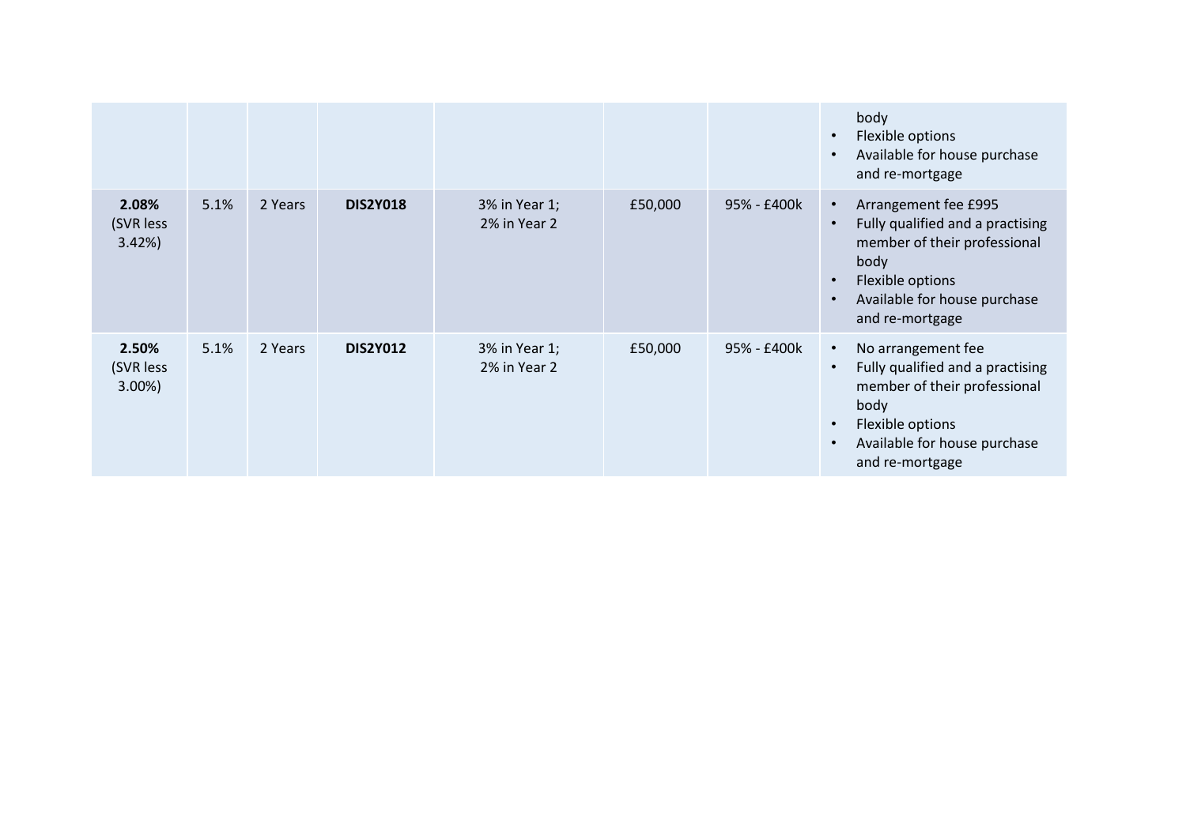| | | | | | | | |
|---|---|---|---|---|---|---|---|
| | | | | | | | body<br>• Flexible options<br>• Available for house purchase and re-mortgage |
| **2.08%** (SVR less 3.42%) | 5.1% | 2 Years | **DIS2Y018** | 3% in Year 1; 2% in Year 2 | £50,000 | 95% - £400k | • Arrangement fee £995<br>• Fully qualified and a practising member of their professional body<br>• Flexible options<br>• Available for house purchase and re-mortgage |
| **2.50%** (SVR less 3.00%) | 5.1% | 2 Years | **DIS2Y012** | 3% in Year 1; 2% in Year 2 | £50,000 | 95% - £400k | • No arrangement fee<br>• Fully qualified and a practising member of their professional body<br>• Flexible options<br>• Available for house purchase and re-mortgage |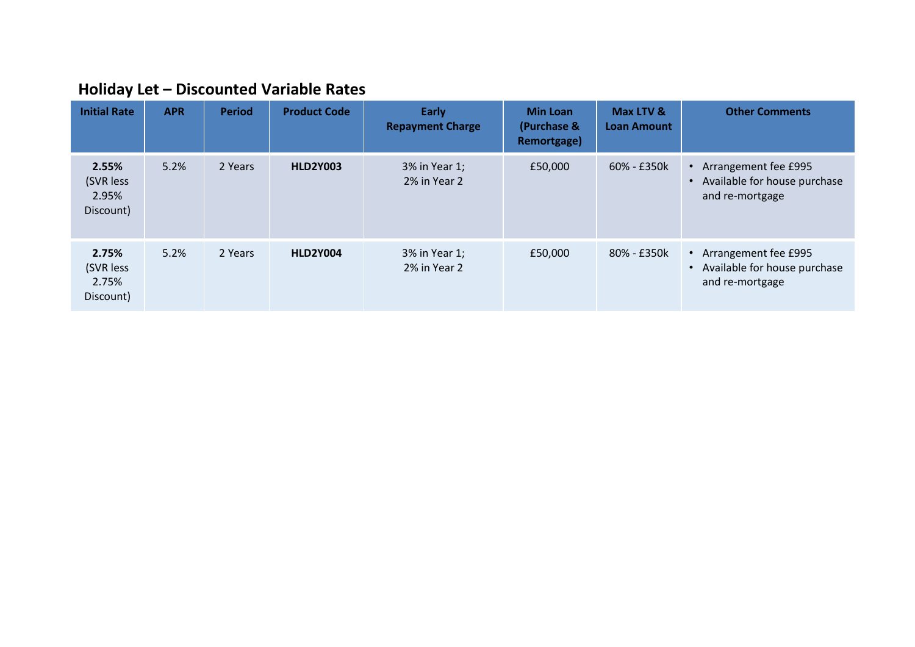## Holiday Let – Discounted Variable Rates

| Initial Rate | APR | Period | Product Code | Early Repayment Charge | Min Loan (Purchase & Remortgage) | Max LTV & Loan Amount | Other Comments |
|---|---|---|---|---|---|---|---|
| **2.55%** (SVR less 2.95% Discount) | 5.2% | 2 Years | **HLD2Y003** | 3% in Year 1; 2% in Year 2 | £50,000 | 60% - £350k | • Arrangement fee £995<br>• Available for house purchase and re-mortgage |
| **2.75%** (SVR less 2.75% Discount) | 5.2% | 2 Years | **HLD2Y004** | 3% in Year 1; 2% in Year 2 | £50,000 | 80% - £350k | • Arrangement fee £995<br>• Available for house purchase and re-mortgage |